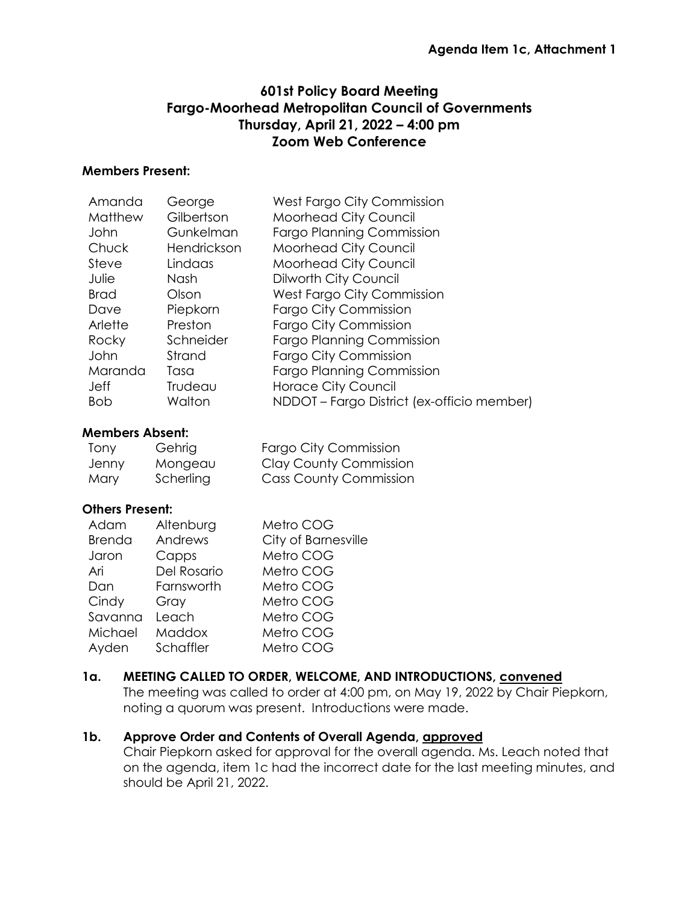**Agenda Item 1c, Attachment 1**

# 601st Policy Board Meeting
# Fargo-Moorhead Metropolitan Council of Governments
# Thursday, April 21, 2022 – 4:00 pm
# Zoom Web Conference

**Members Present:**

| | | |
|---|---|---|
| Amanda | George | West Fargo City Commission |
| Matthew | Gilbertson | Moorhead City Council |
| John | Gunkelman | Fargo Planning Commission |
| Chuck | Hendrickson | Moorhead City Council |
| Steve | Lindaas | Moorhead City Council |
| Julie | Nash | Dilworth City Council |
| Brad | Olson | West Fargo City Commission |
| Dave | Piepkorn | Fargo City Commission |
| Arlette | Preston | Fargo City Commission |
| Rocky | Schneider | Fargo Planning Commission |
| John | Strand | Fargo City Commission |
| Maranda | Tasa | Fargo Planning Commission |
| Jeff | Trudeau | Horace City Council |
| Bob | Walton | NDDOT – Fargo District (ex-officio member) |

**Members Absent:**

| | | |
|---|---|---|
| Tony | Gehrig | Fargo City Commission |
| Jenny | Mongeau | Clay County Commission |
| Mary | Scherling | Cass County Commission |

**Others Present:**

| | | |
|---|---|---|
| Adam | Altenburg | Metro COG |
| Brenda | Andrews | City of Barnesville |
| Jaron | Capps | Metro COG |
| Ari | Del Rosario | Metro COG |
| Dan | Farnsworth | Metro COG |
| Cindy | Gray | Metro COG |
| Savanna | Leach | Metro COG |
| Michael | Maddox | Metro COG |
| Ayden | Schaffler | Metro COG |

**1a. MEETING CALLED TO ORDER, WELCOME, AND INTRODUCTIONS, convened**

The meeting was called to order at 4:00 pm, on May 19, 2022 by Chair Piepkorn, noting a quorum was present. Introductions were made.

**1b. Approve Order and Contents of Overall Agenda, approved**

Chair Piepkorn asked for approval for the overall agenda. Ms. Leach noted that on the agenda, item 1c had the incorrect date for the last meeting minutes, and should be April 21, 2022.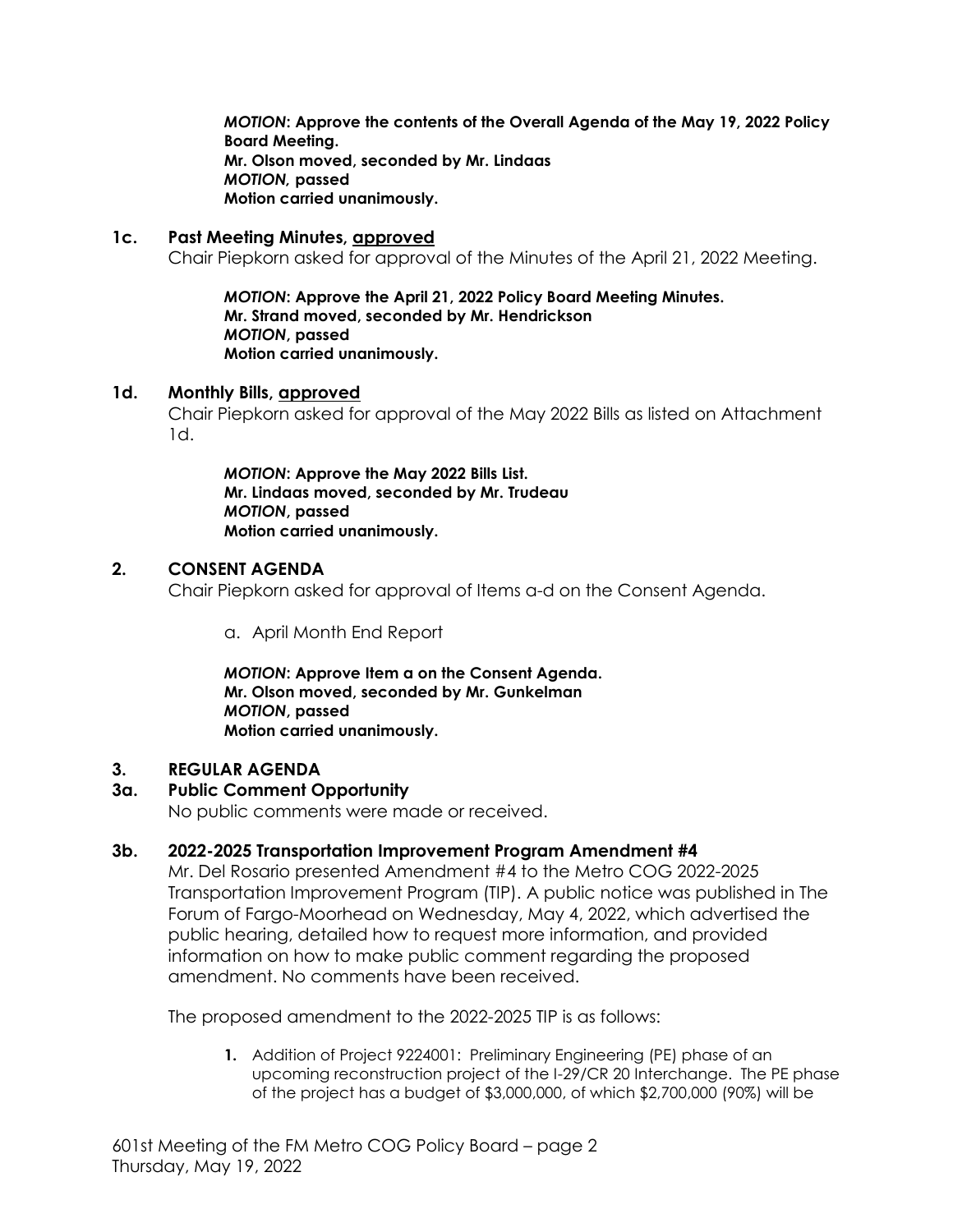***MOTION*: Approve the contents of the Overall Agenda of the May 19, 2022 Policy Board Meeting.**
**Mr. Olson moved, seconded by Mr. Lindaas**
***MOTION*, passed**
**Motion carried unanimously.**

**1c. Past Meeting Minutes, approved**

Chair Piepkorn asked for approval of the Minutes of the April 21, 2022 Meeting.

***MOTION*: Approve the April 21, 2022 Policy Board Meeting Minutes.**
**Mr. Strand moved, seconded by Mr. Hendrickson**
***MOTION*, passed**
**Motion carried unanimously.**

**1d. Monthly Bills, approved**

Chair Piepkorn asked for approval of the May 2022 Bills as listed on Attachment 1d.

***MOTION*: Approve the May 2022 Bills List.**
**Mr. Lindaas moved, seconded by Mr. Trudeau**
***MOTION*, passed**
**Motion carried unanimously.**

**2. CONSENT AGENDA**

Chair Piepkorn asked for approval of Items a-d on the Consent Agenda.

a. April Month End Report

***MOTION*: Approve Item a on the Consent Agenda.**
**Mr. Olson moved, seconded by Mr. Gunkelman**
***MOTION*, passed**
**Motion carried unanimously.**

**3. REGULAR AGENDA**

**3a. Public Comment Opportunity**

No public comments were made or received.

**3b. 2022-2025 Transportation Improvement Program Amendment #4**

Mr. Del Rosario presented Amendment #4 to the Metro COG 2022-2025 Transportation Improvement Program (TIP). A public notice was published in The Forum of Fargo-Moorhead on Wednesday, May 4, 2022, which advertised the public hearing, detailed how to request more information, and provided information on how to make public comment regarding the proposed amendment. No comments have been received.

The proposed amendment to the 2022-2025 TIP is as follows:

1. Addition of Project 9224001: Preliminary Engineering (PE) phase of an upcoming reconstruction project of the I-29/CR 20 Interchange. The PE phase of the project has a budget of $3,000,000, of which $2,700,000 (90%) will be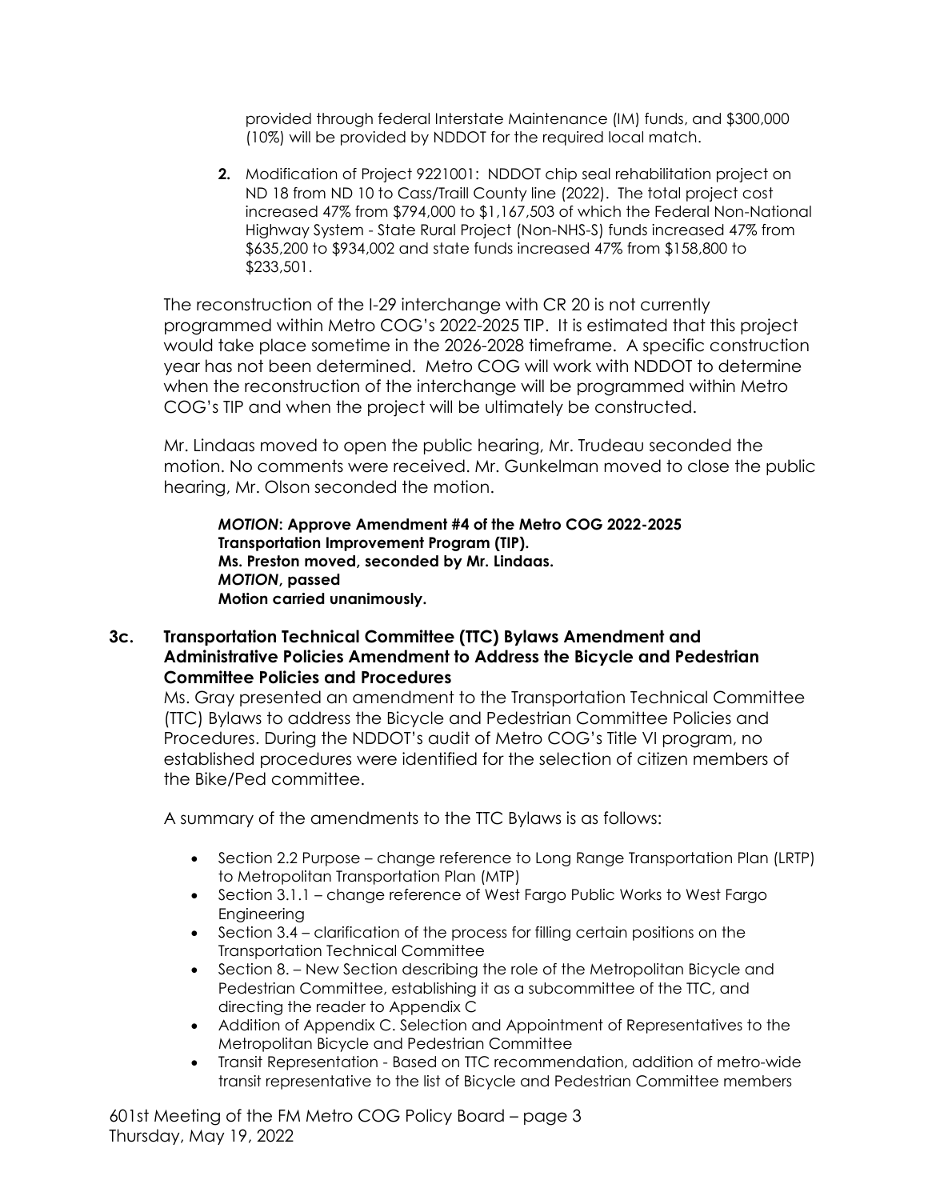provided through federal Interstate Maintenance (IM) funds, and $300,000 (10%) will be provided by NDDOT for the required local match.

2. Modification of Project 9221001: NDDOT chip seal rehabilitation project on ND 18 from ND 10 to Cass/Traill County line (2022). The total project cost increased 47% from $794,000 to $1,167,503 of which the Federal Non-National Highway System - State Rural Project (Non-NHS-S) funds increased 47% from $635,200 to $934,002 and state funds increased 47% from $158,800 to $233,501.

The reconstruction of the I-29 interchange with CR 20 is not currently programmed within Metro COG's 2022-2025 TIP. It is estimated that this project would take place sometime in the 2026-2028 timeframe. A specific construction year has not been determined. Metro COG will work with NDDOT to determine when the reconstruction of the interchange will be programmed within Metro COG's TIP and when the project will be ultimately be constructed.

Mr. Lindaas moved to open the public hearing, Mr. Trudeau seconded the motion. No comments were received. Mr. Gunkelman moved to close the public hearing, Mr. Olson seconded the motion.

> ***MOTION*: Approve Amendment #4 of the Metro COG 2022-2025 Transportation Improvement Program (TIP).**
> **Ms. Preston moved, seconded by Mr. Lindaas.**
> ***MOTION*, passed**
> **Motion carried unanimously.**

### 3c. Transportation Technical Committee (TTC) Bylaws Amendment and Administrative Policies Amendment to Address the Bicycle and Pedestrian Committee Policies and Procedures

Ms. Gray presented an amendment to the Transportation Technical Committee (TTC) Bylaws to address the Bicycle and Pedestrian Committee Policies and Procedures. During the NDDOT's audit of Metro COG's Title VI program, no established procedures were identified for the selection of citizen members of the Bike/Ped committee.

A summary of the amendments to the TTC Bylaws is as follows:

- Section 2.2 Purpose – change reference to Long Range Transportation Plan (LRTP) to Metropolitan Transportation Plan (MTP)
- Section 3.1.1 – change reference of West Fargo Public Works to West Fargo Engineering
- Section 3.4 – clarification of the process for filling certain positions on the Transportation Technical Committee
- Section 8. – New Section describing the role of the Metropolitan Bicycle and Pedestrian Committee, establishing it as a subcommittee of the TTC, and directing the reader to Appendix C
- Addition of Appendix C. Selection and Appointment of Representatives to the Metropolitan Bicycle and Pedestrian Committee
- Transit Representation - Based on TTC recommendation, addition of metro-wide transit representative to the list of Bicycle and Pedestrian Committee members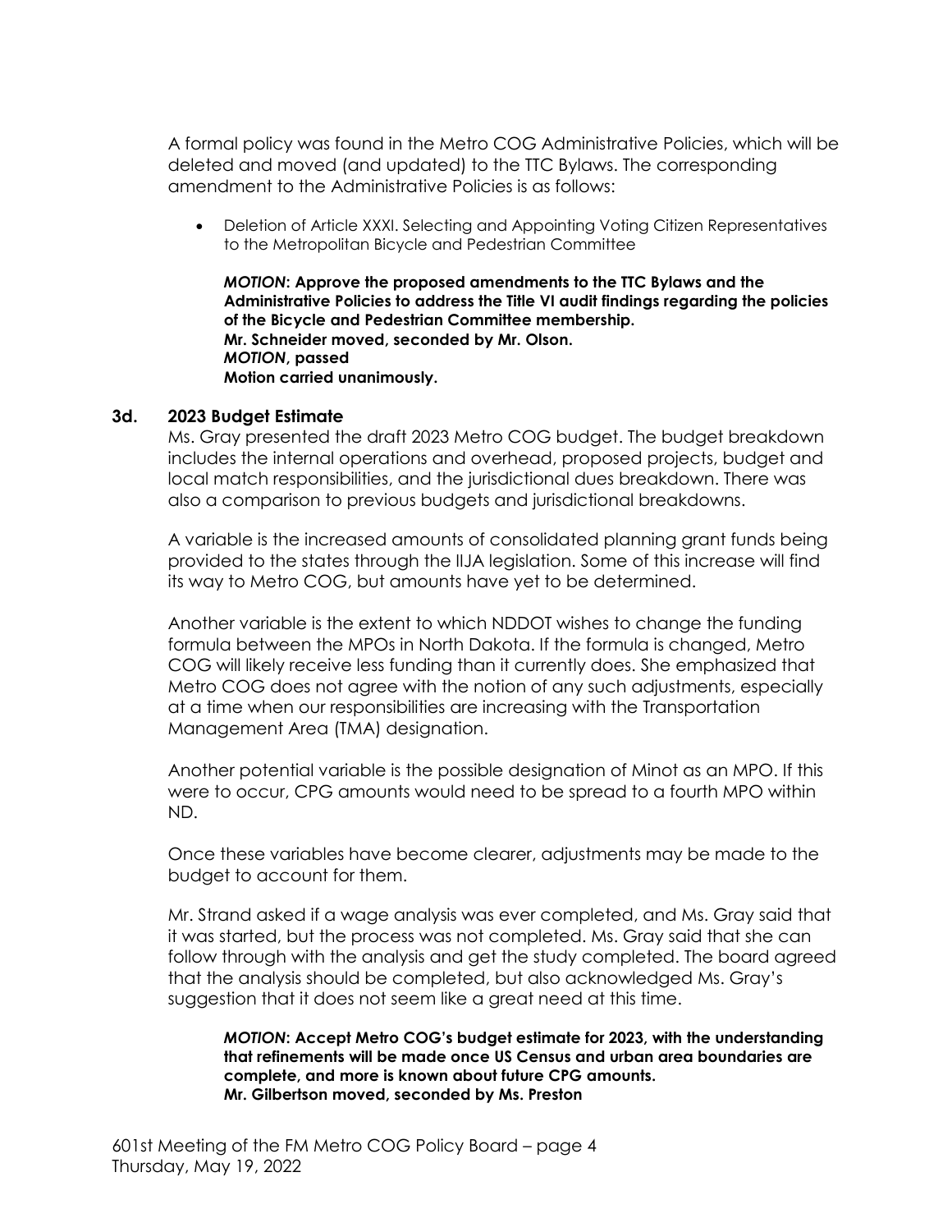A formal policy was found in the Metro COG Administrative Policies, which will be deleted and moved (and updated) to the TTC Bylaws. The corresponding amendment to the Administrative Policies is as follows:

- Deletion of Article XXXI. Selecting and Appointing Voting Citizen Representatives to the Metropolitan Bicycle and Pedestrian Committee

> ***MOTION*: Approve the proposed amendments to the TTC Bylaws and the Administrative Policies to address the Title VI audit findings regarding the policies of the Bicycle and Pedestrian Committee membership.**
> **Mr. Schneider moved, seconded by Mr. Olson.**
> ***MOTION*, passed**
> **Motion carried unanimously.**

### 3d. 2023 Budget Estimate

Ms. Gray presented the draft 2023 Metro COG budget. The budget breakdown includes the internal operations and overhead, proposed projects, budget and local match responsibilities, and the jurisdictional dues breakdown. There was also a comparison to previous budgets and jurisdictional breakdowns.

A variable is the increased amounts of consolidated planning grant funds being provided to the states through the IIJA legislation. Some of this increase will find its way to Metro COG, but amounts have yet to be determined.

Another variable is the extent to which NDDOT wishes to change the funding formula between the MPOs in North Dakota. If the formula is changed, Metro COG will likely receive less funding than it currently does. She emphasized that Metro COG does not agree with the notion of any such adjustments, especially at a time when our responsibilities are increasing with the Transportation Management Area (TMA) designation.

Another potential variable is the possible designation of Minot as an MPO. If this were to occur, CPG amounts would need to be spread to a fourth MPO within ND.

Once these variables have become clearer, adjustments may be made to the budget to account for them.

Mr. Strand asked if a wage analysis was ever completed, and Ms. Gray said that it was started, but the process was not completed. Ms. Gray said that she can follow through with the analysis and get the study completed. The board agreed that the analysis should be completed, but also acknowledged Ms. Gray's suggestion that it does not seem like a great need at this time.

> ***MOTION*: Accept Metro COG's budget estimate for 2023, with the understanding that refinements will be made once US Census and urban area boundaries are complete, and more is known about future CPG amounts.**
> **Mr. Gilbertson moved, seconded by Ms. Preston**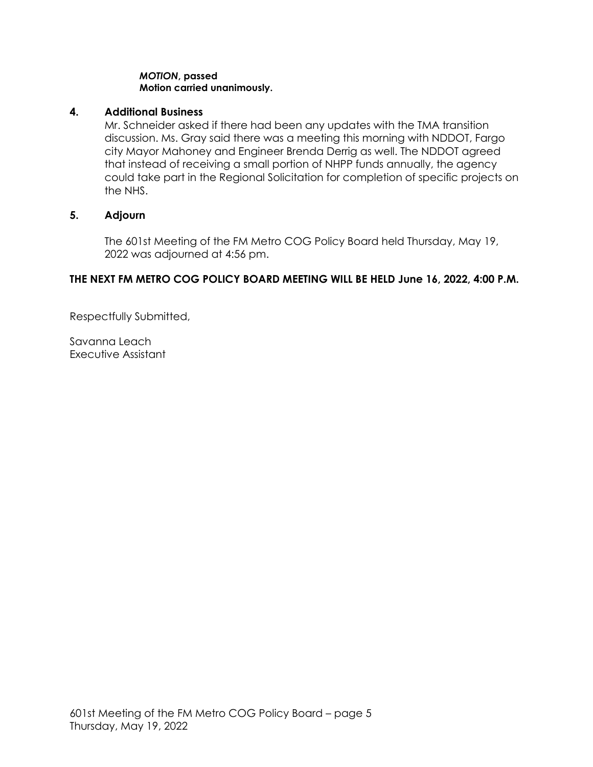***MOTION*, passed**
**Motion carried unanimously.**

## 4. Additional Business

Mr. Schneider asked if there had been any updates with the TMA transition discussion. Ms. Gray said there was a meeting this morning with NDDOT, Fargo city Mayor Mahoney and Engineer Brenda Derrig as well. The NDDOT agreed that instead of receiving a small portion of NHPP funds annually, the agency could take part in the Regional Solicitation for completion of specific projects on the NHS.

## 5. Adjourn

The 601st Meeting of the FM Metro COG Policy Board held Thursday, May 19, 2022 was adjourned at 4:56 pm.

**THE NEXT FM METRO COG POLICY BOARD MEETING WILL BE HELD June 16, 2022, 4:00 P.M.**

Respectfully Submitted,

Savanna Leach
Executive Assistant